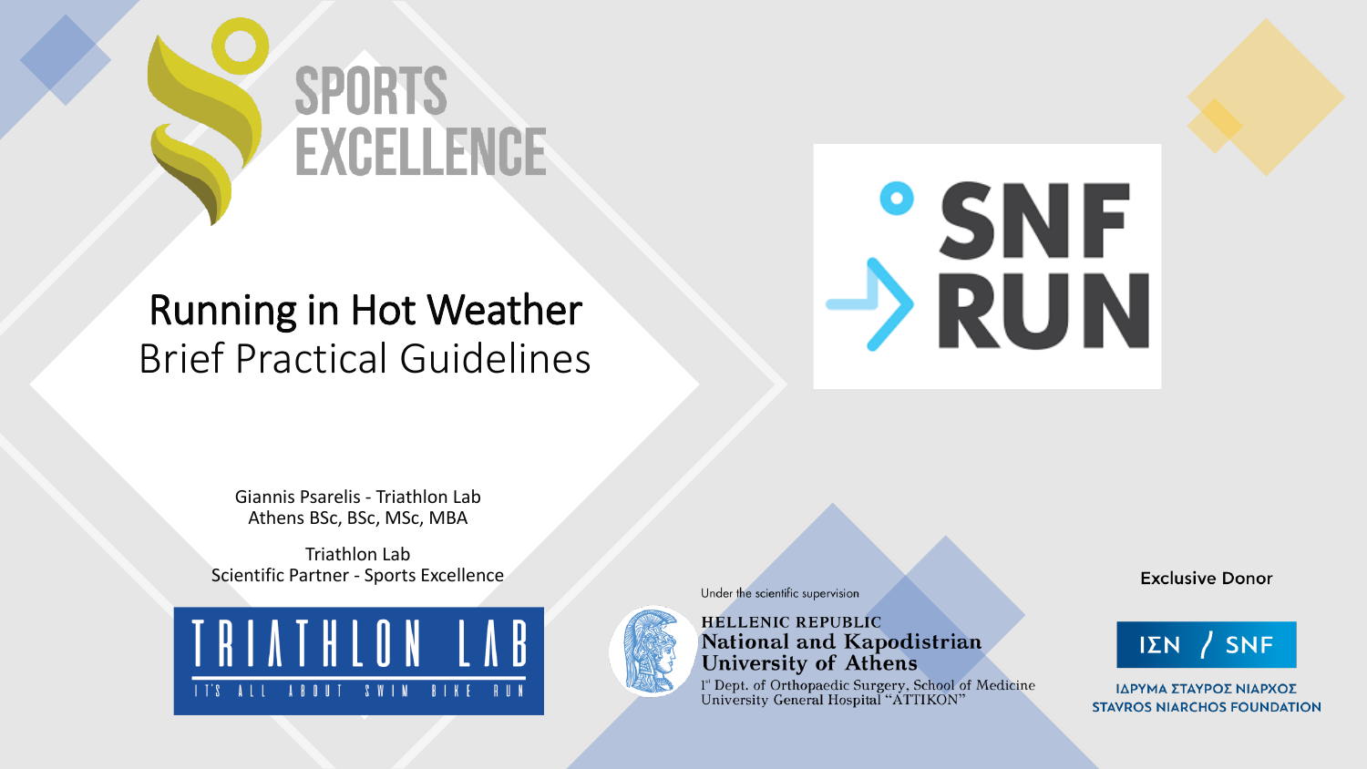SPORTS EXCELLENCE

# Running in Hot Weather

## Brief Practical Guidelines

SNF RUN

Giannis Psarelis - Triathlon Lab Athens BSc, BSc, MSc, MBA

Triathlon Lab
Scientific Partner - Sports Excellence

TRIATHLON LAB
IT'S ALL ABOUT SWIM BIKE RUN

Under the scientific supervision

HELLENIC REPUBLIC
National and Kapodistrian University of Athens
1st Dept. of Orthopaedic Surgery, School of Medicine
University General Hospital "ATTIKON"

Exclusive Donor

ΙΣΝ / SNF
ΙΔΡΥΜΑ ΣΤΑΥΡΟΣ ΝΙΑΡΧΟΣ
STAVROS NIARCHOS FOUNDATION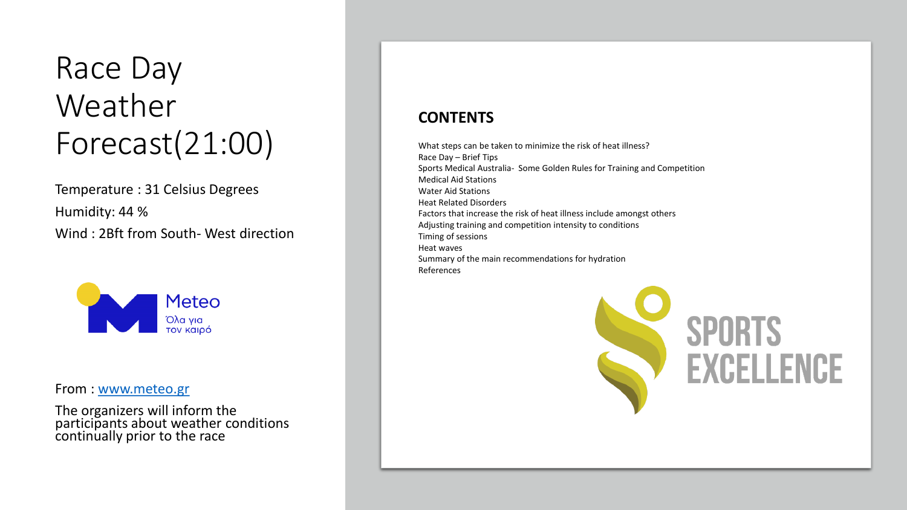# Race Day Weather Forecast(21:00)

Temperature : 31 Celsius Degrees

Humidity: 44 %

Wind : 2Bft from South- West direction

Meteo

Όλα για τον καιρό

From : www.meteo.gr

The organizers will inform the participants about weather conditions continually prior to the race

## CONTENTS

What steps can be taken to minimize the risk of heat illness?
Race Day – Brief Tips
Sports Medical Australia- Some Golden Rules for Training and Competition
Medical Aid Stations
Water Aid Stations
Heat Related Disorders
Factors that increase the risk of heat illness include amongst others
Adjusting training and competition intensity to conditions
Timing of sessions
Heat waves
Summary of the main recommendations for hydration
References

SPORTS EXCELLENCE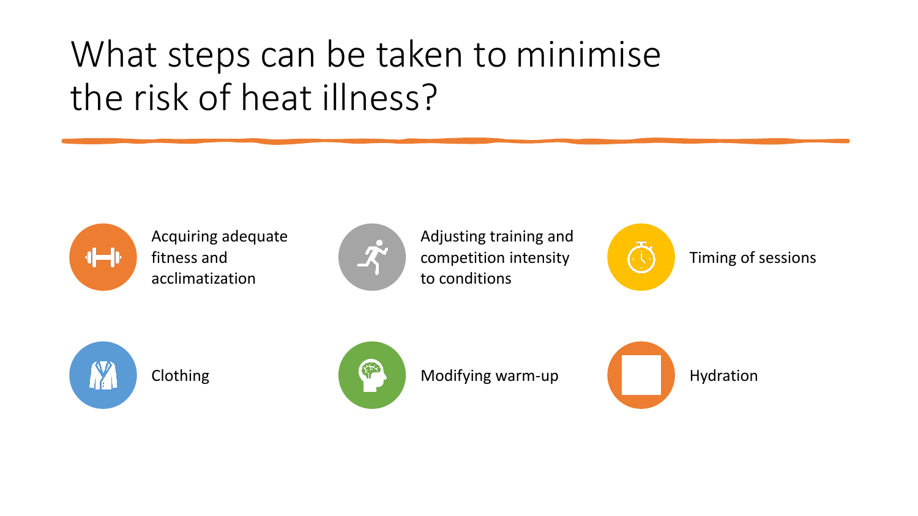# What steps can be taken to minimise the risk of heat illness?

- Acquiring adequate fitness and acclimatization
- Adjusting training and competition intensity to conditions
- Timing of sessions
- Clothing
- Modifying warm-up
- Hydration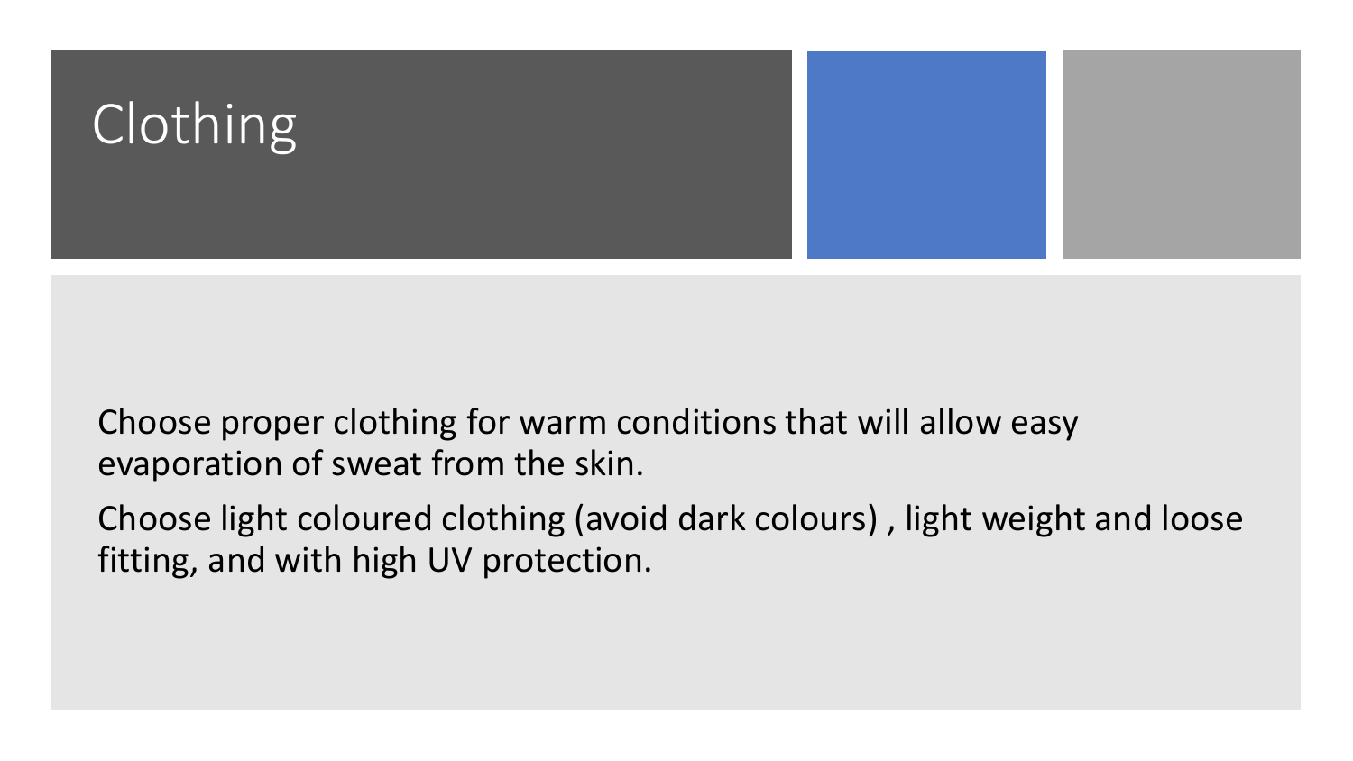# Clothing

Choose proper clothing for warm conditions that will allow easy evaporation of sweat from the skin.

Choose light coloured clothing (avoid dark colours) , light weight and loose fitting, and with high UV protection.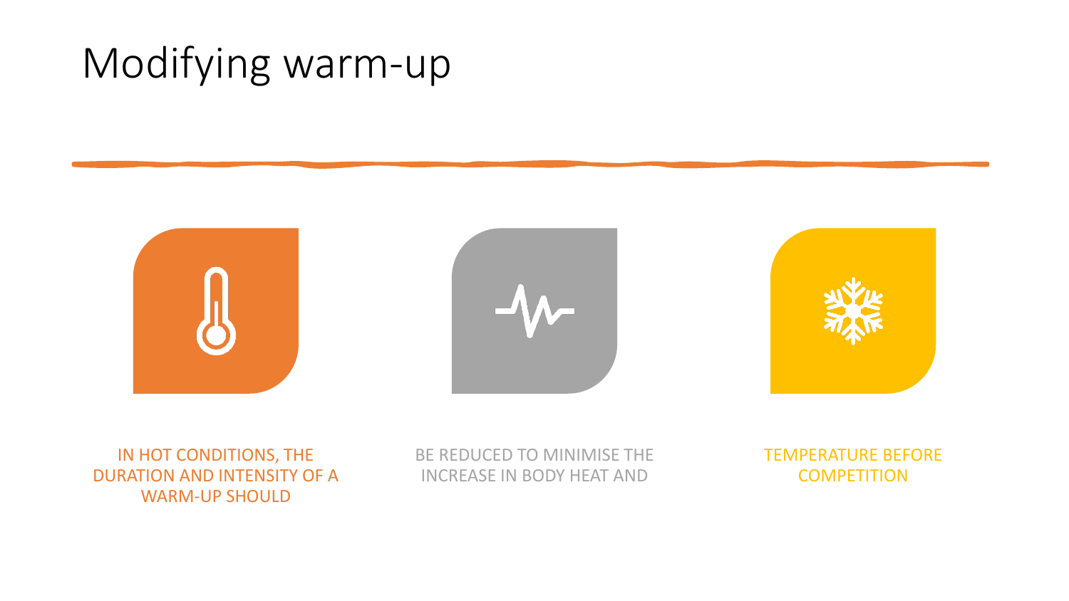# Modifying warm-up

IN HOT CONDITIONS, THE DURATION AND INTENSITY OF A WARM-UP SHOULD

BE REDUCED TO MINIMISE THE INCREASE IN BODY HEAT AND

TEMPERATURE BEFORE COMPETITION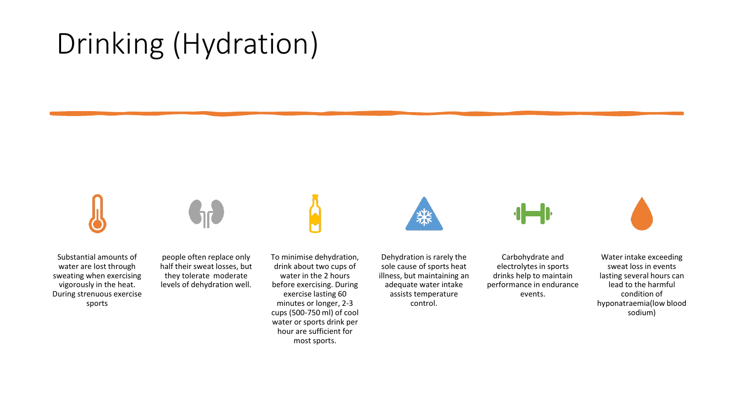# Drinking (Hydration)

- Substantial amounts of water are lost through sweating when exercising vigorously in the heat. During strenuous exercise sports
- people often replace only half their sweat losses, but they tolerate moderate levels of dehydration well.
- To minimise dehydration, drink about two cups of water in the 2 hours before exercising. During exercise lasting 60 minutes or longer, 2-3 cups (500-750 ml) of cool water or sports drink per hour are sufficient for most sports.
- Dehydration is rarely the sole cause of sports heat illness, but maintaining an adequate water intake assists temperature control.
- Carbohydrate and electrolytes in sports drinks help to maintain performance in endurance events.
- Water intake exceeding sweat loss in events lasting several hours can lead to the harmful condition of hyponatraemia(low blood sodium)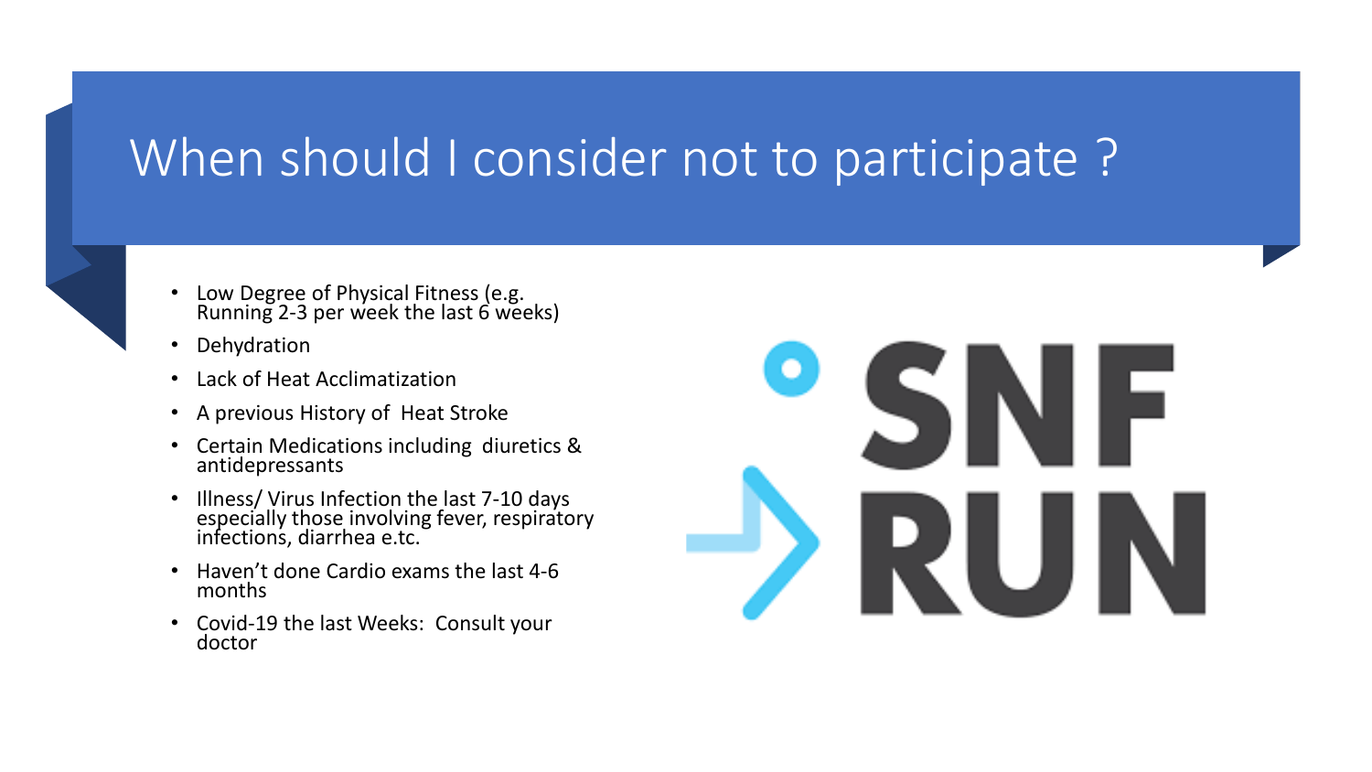# When should I consider not to participate ?

- Low Degree of Physical Fitness (e.g. Running 2-3 per week the last 6 weeks)
- Dehydration
- Lack of Heat Acclimatization
- A previous History of Heat Stroke
- Certain Medications including diuretics & antidepressants
- Illness/ Virus Infection the last 7-10 days especially those involving fever, respiratory infections, diarrhea e.tc.
- Haven't done Cardio exams the last 4-6 months
- Covid-19 the last Weeks: Consult your doctor

SNF RUN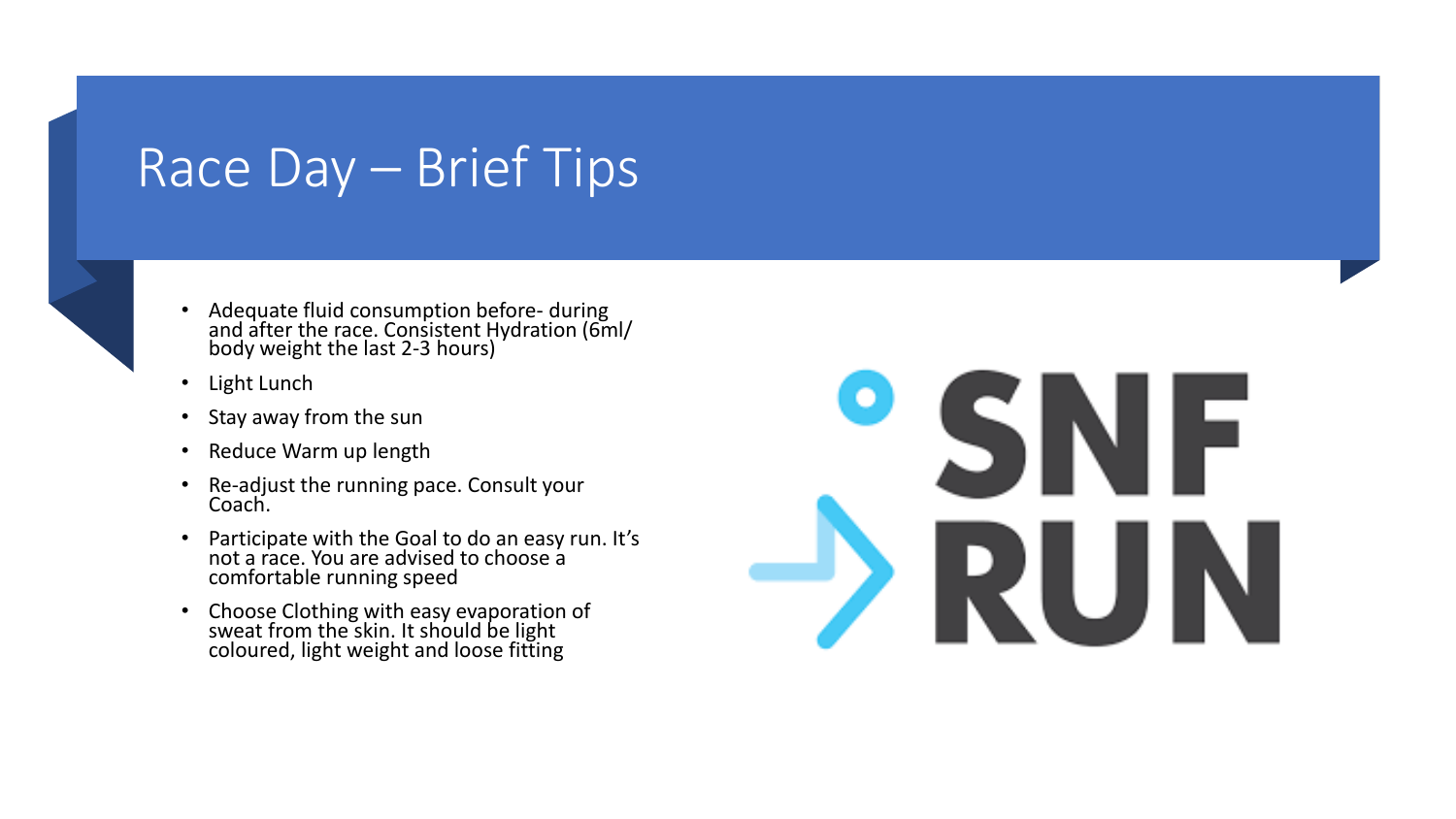# Race Day – Brief Tips

- Adequate fluid consumption before- during and after the race. Consistent Hydration (6ml/ body weight the last 2-3 hours)
- Light Lunch
- Stay away from the sun
- Reduce Warm up length
- Re-adjust the running pace. Consult your Coach.
- Participate with the Goal to do an easy run. It's not a race. You are advised to choose a comfortable running speed
- Choose Clothing with easy evaporation of sweat from the skin. It should be light coloured, light weight and loose fitting

SNF RUN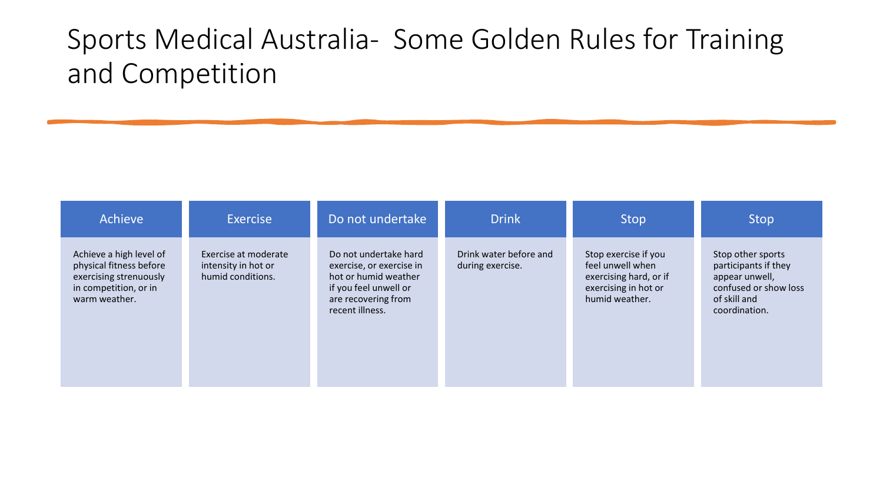# Sports Medical Australia- Some Golden Rules for Training and Competition

| Achieve | Exercise | Do not undertake | Drink | Stop | Stop |
| --- | --- | --- | --- | --- | --- |
| Achieve a high level of physical fitness before exercising strenuously in competition, or in warm weather. | Exercise at moderate intensity in hot or humid conditions. | Do not undertake hard exercise, or exercise in hot or humid weather if you feel unwell or are recovering from recent illness. | Drink water before and during exercise. | Stop exercise if you feel unwell when exercising hard, or if exercising in hot or humid weather. | Stop other sports participants if they appear unwell, confused or show loss of skill and coordination. |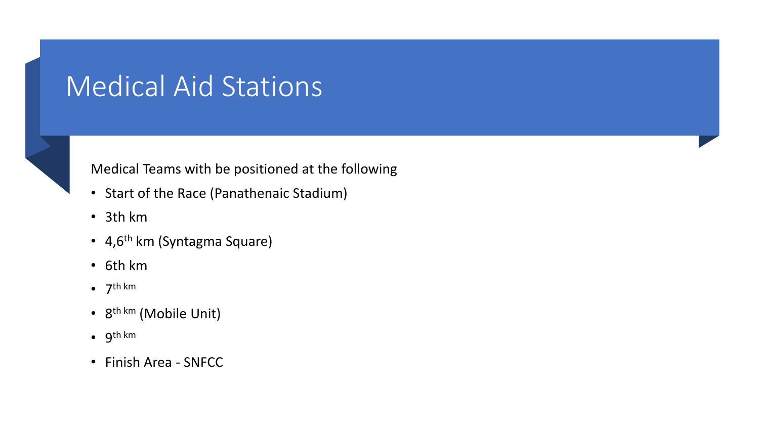# Medical Aid Stations

Medical Teams with be positioned at the following

- Start of the Race (Panathenaic Stadium)
- 3th km
- 4,6th km (Syntagma Square)
- 6th km
- 7th km
- 8th km (Mobile Unit)
- 9th km
- Finish Area - SNFCC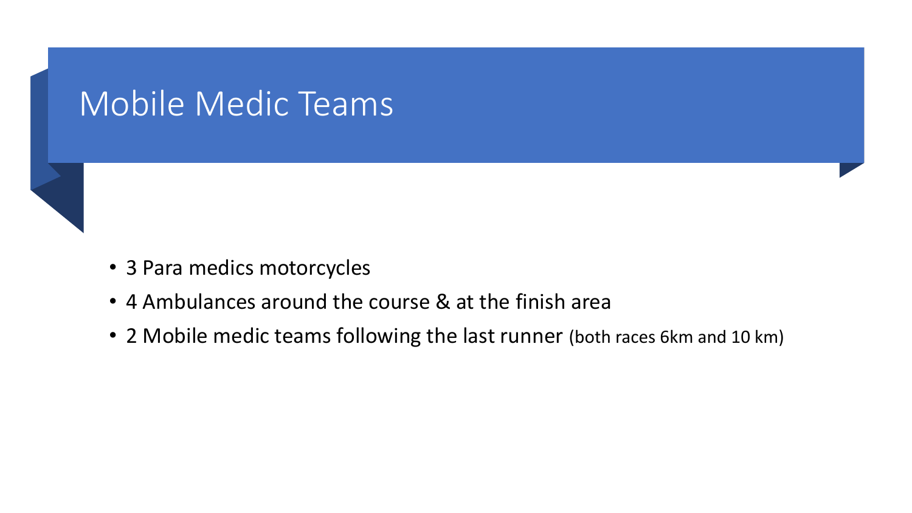# Mobile Medic Teams

- 3 Para medics motorcycles
- 4 Ambulances around the course & at the finish area
- 2 Mobile medic teams following the last runner (both races 6km and 10 km)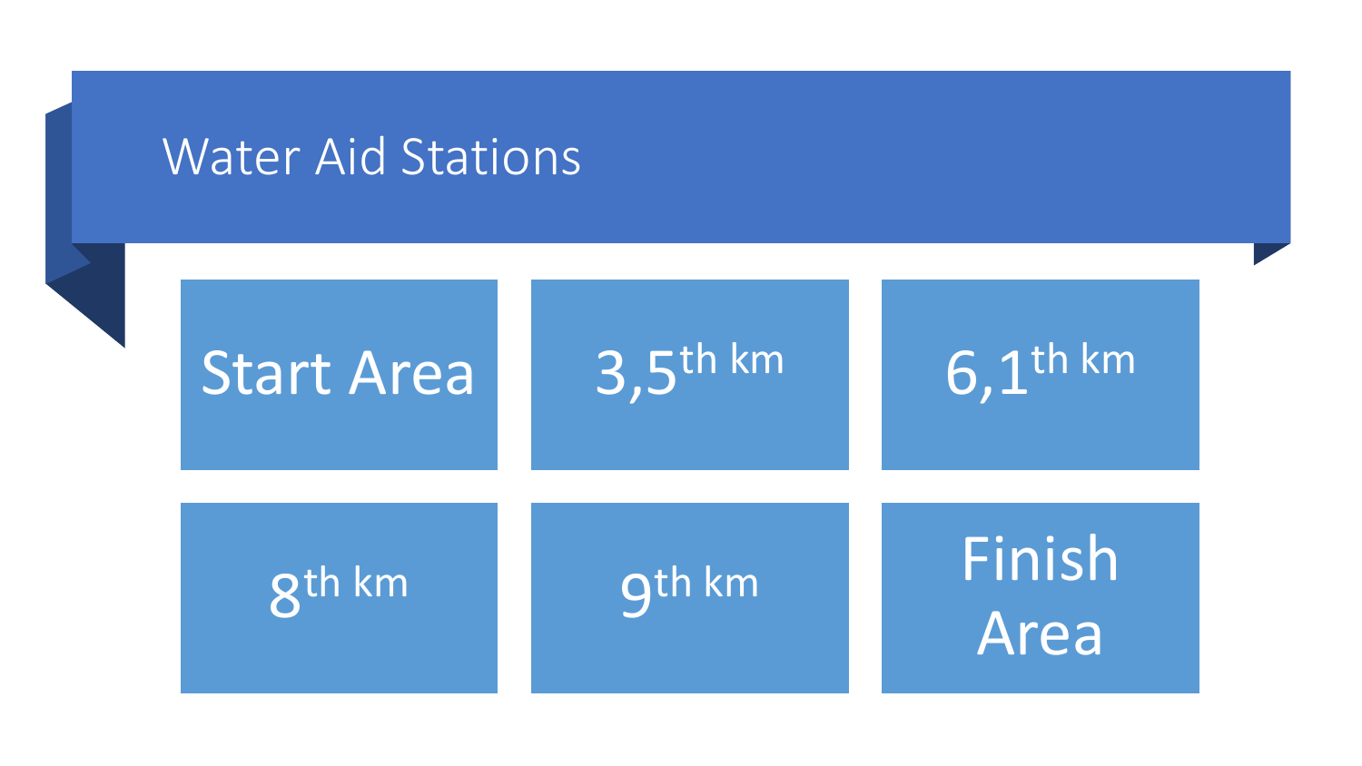# Water Aid Stations

- Start Area
- 3,5$^{th}$ km
- 6,1$^{th}$ km
- 8$^{th}$ km
- 9$^{th}$ km
- Finish Area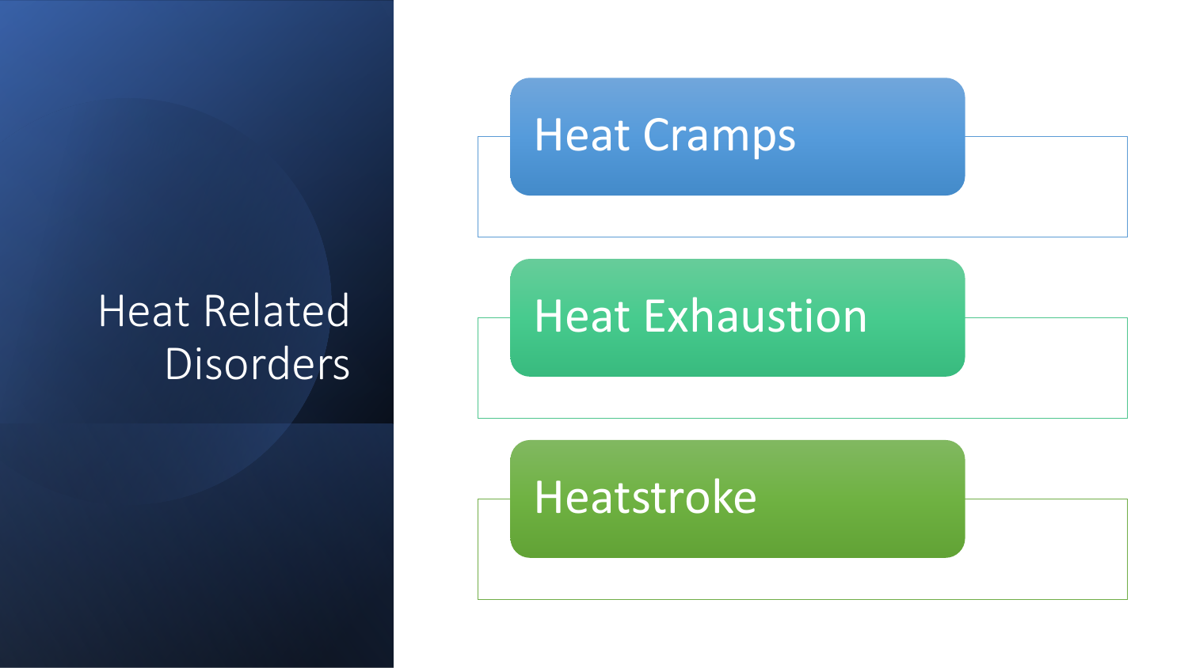# Heat Related Disorders

- Heat Cramps
- Heat Exhaustion
- Heatstroke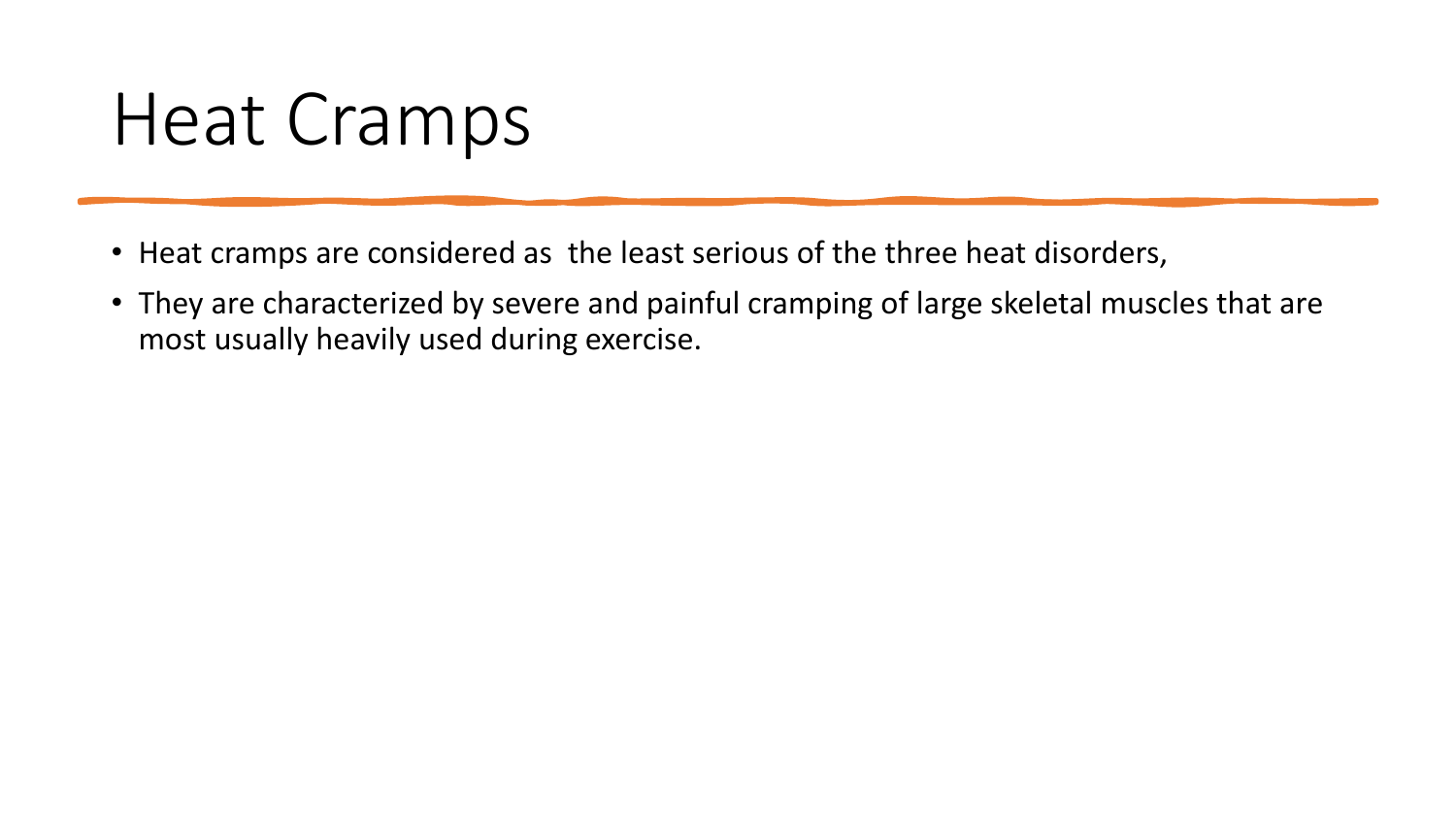# Heat Cramps

- Heat cramps are considered as  the least serious of the three heat disorders,
- They are characterized by severe and painful cramping of large skeletal muscles that are most usually heavily used during exercise.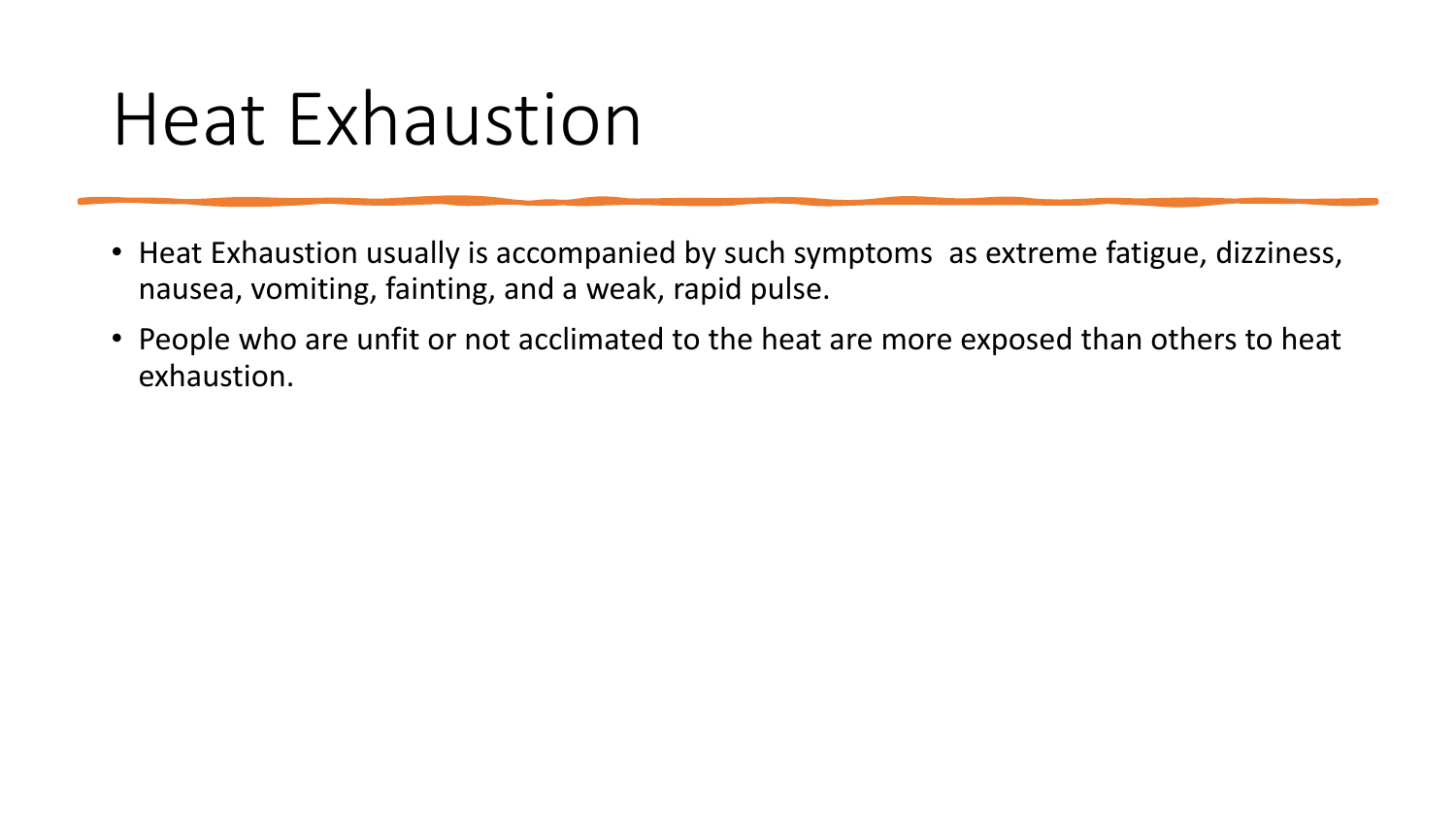# Heat Exhaustion

- Heat Exhaustion usually is accompanied by such symptoms as extreme fatigue, dizziness, nausea, vomiting, fainting, and a weak, rapid pulse.
- People who are unfit or not acclimated to the heat are more exposed than others to heat exhaustion.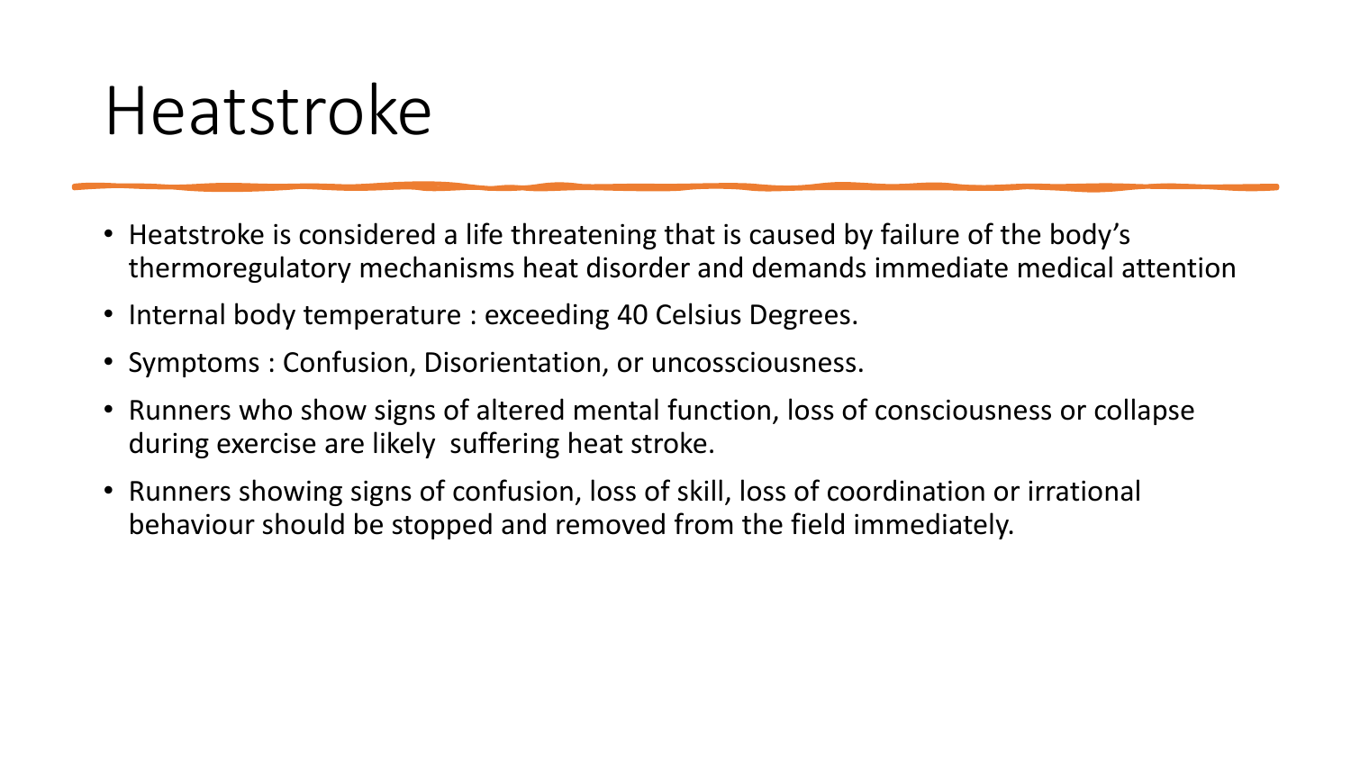# Heatstroke

- Heatstroke is considered a life threatening that is caused by failure of the body's thermoregulatory mechanisms heat disorder and demands immediate medical attention
- Internal body temperature : exceeding 40 Celsius Degrees.
- Symptoms : Confusion, Disorientation, or uncossciousness.
- Runners who show signs of altered mental function, loss of consciousness or collapse during exercise are likely suffering heat stroke.
- Runners showing signs of confusion, loss of skill, loss of coordination or irrational behaviour should be stopped and removed from the field immediately.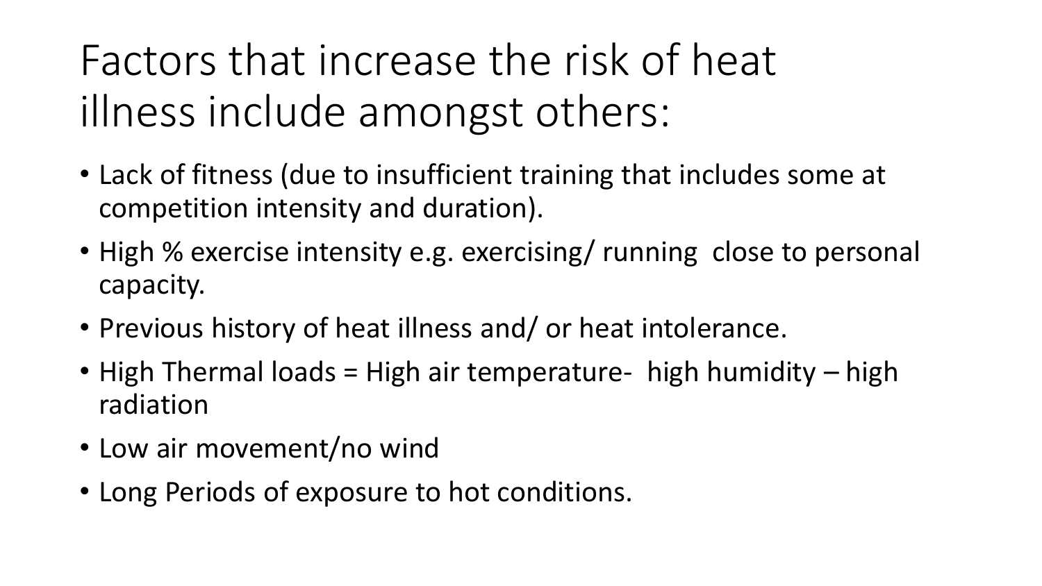# Factors that increase the risk of heat illness include amongst others:

- Lack of fitness (due to insufficient training that includes some at competition intensity and duration).
- High % exercise intensity e.g. exercising/ running close to personal capacity.
- Previous history of heat illness and/ or heat intolerance.
- High Thermal loads = High air temperature- high humidity – high radiation
- Low air movement/no wind
- Long Periods of exposure to hot conditions.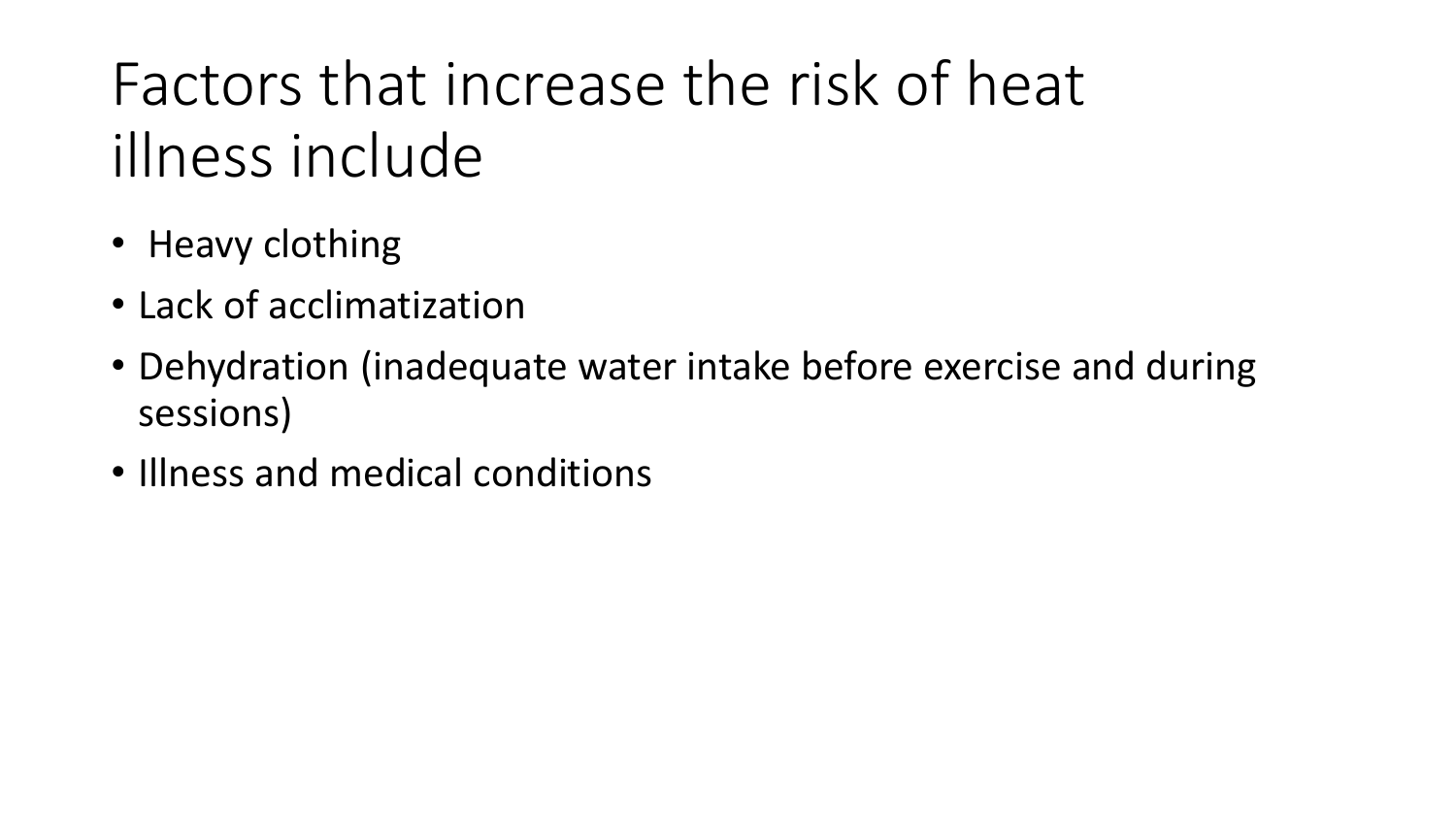# Factors that increase the risk of heat illness include

- Heavy clothing
- Lack of acclimatization
- Dehydration (inadequate water intake before exercise and during sessions)
- Illness and medical conditions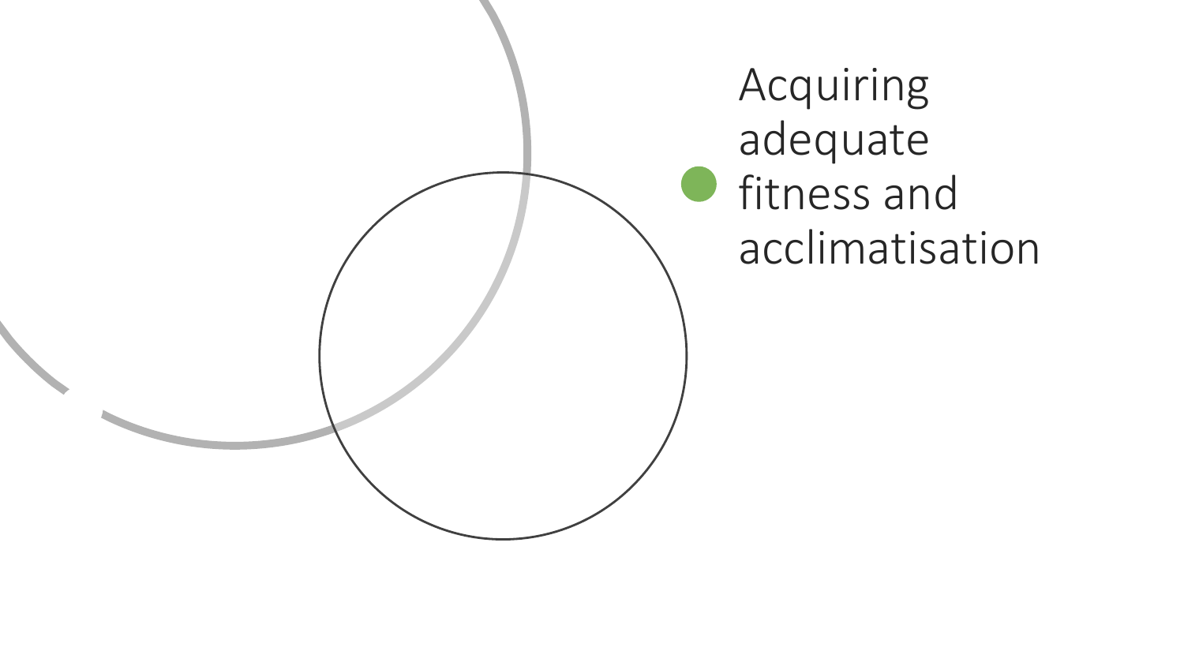- Acquiring adequate fitness and acclimatisation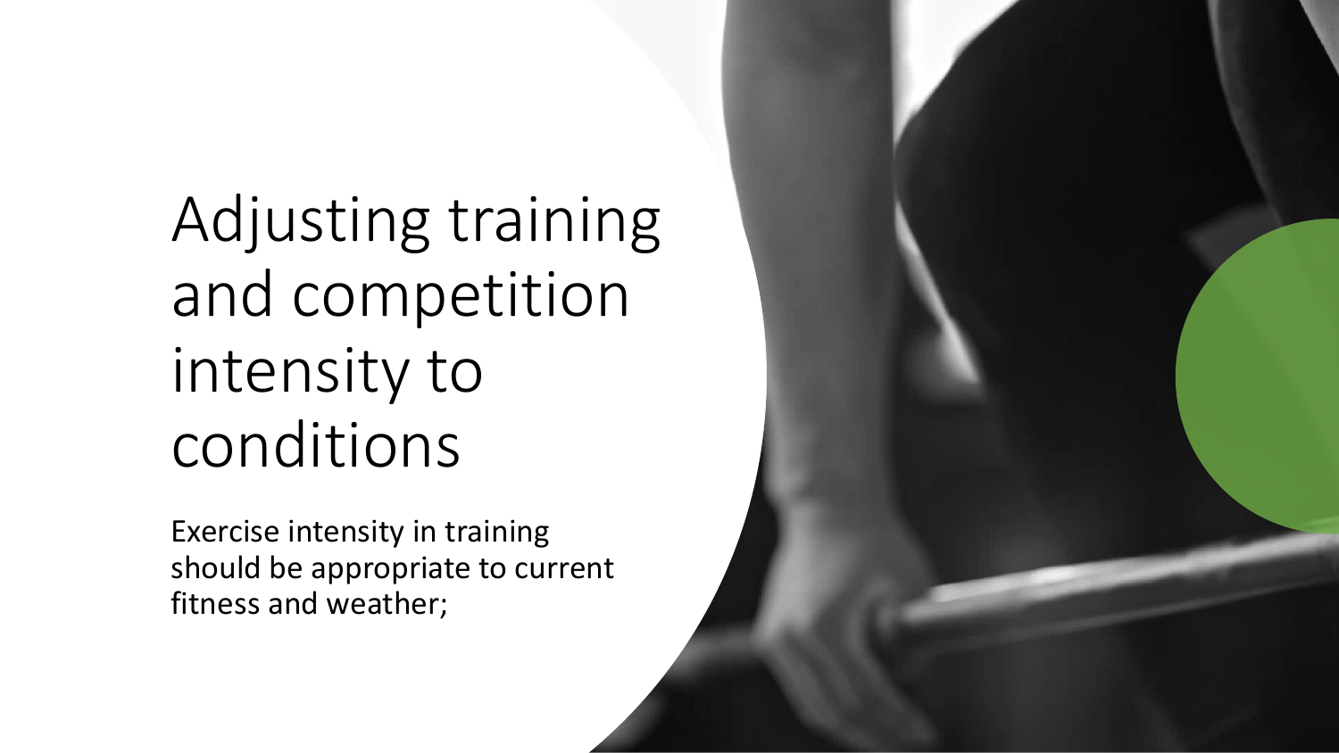# Adjusting training and competition intensity to conditions

Exercise intensity in training should be appropriate to current fitness and weather;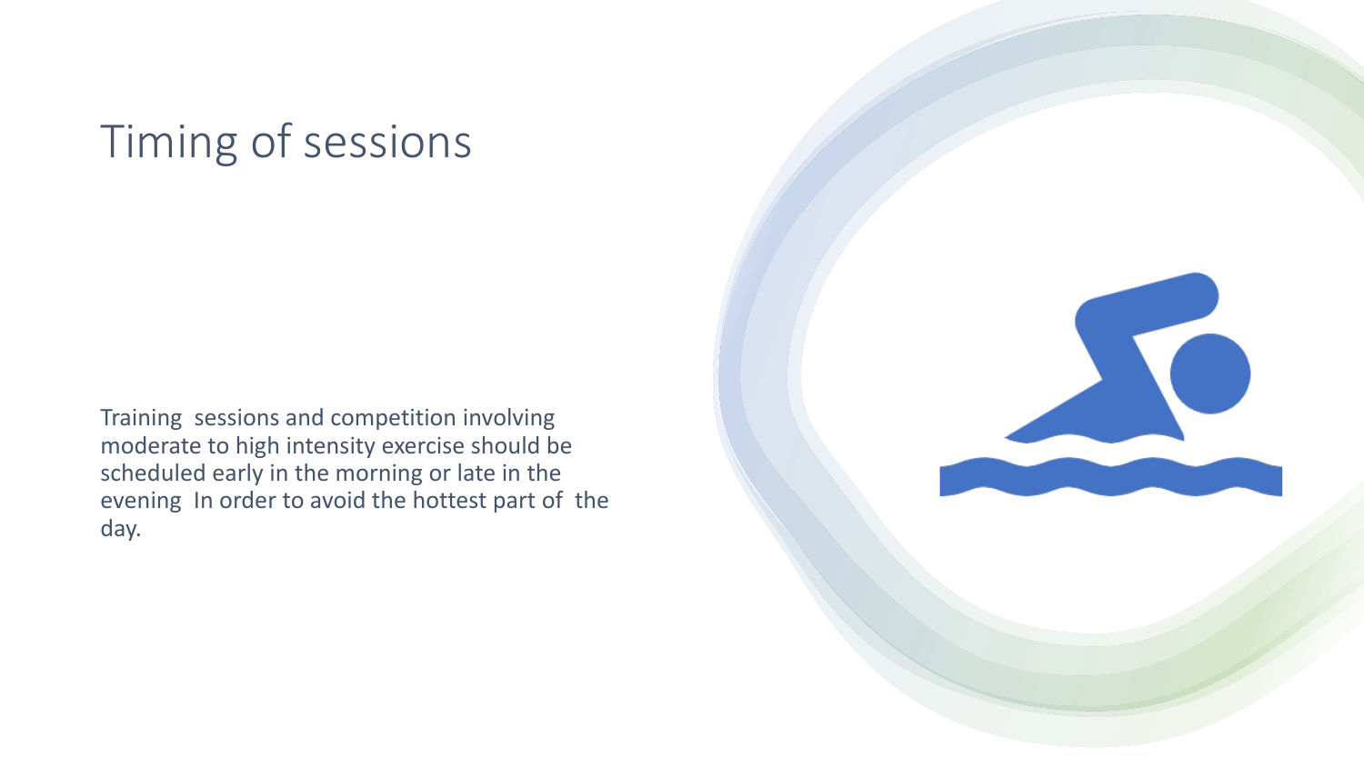# Timing of sessions

Training sessions and competition involving moderate to high intensity exercise should be scheduled early in the morning or late in the evening In order to avoid the hottest part of the day.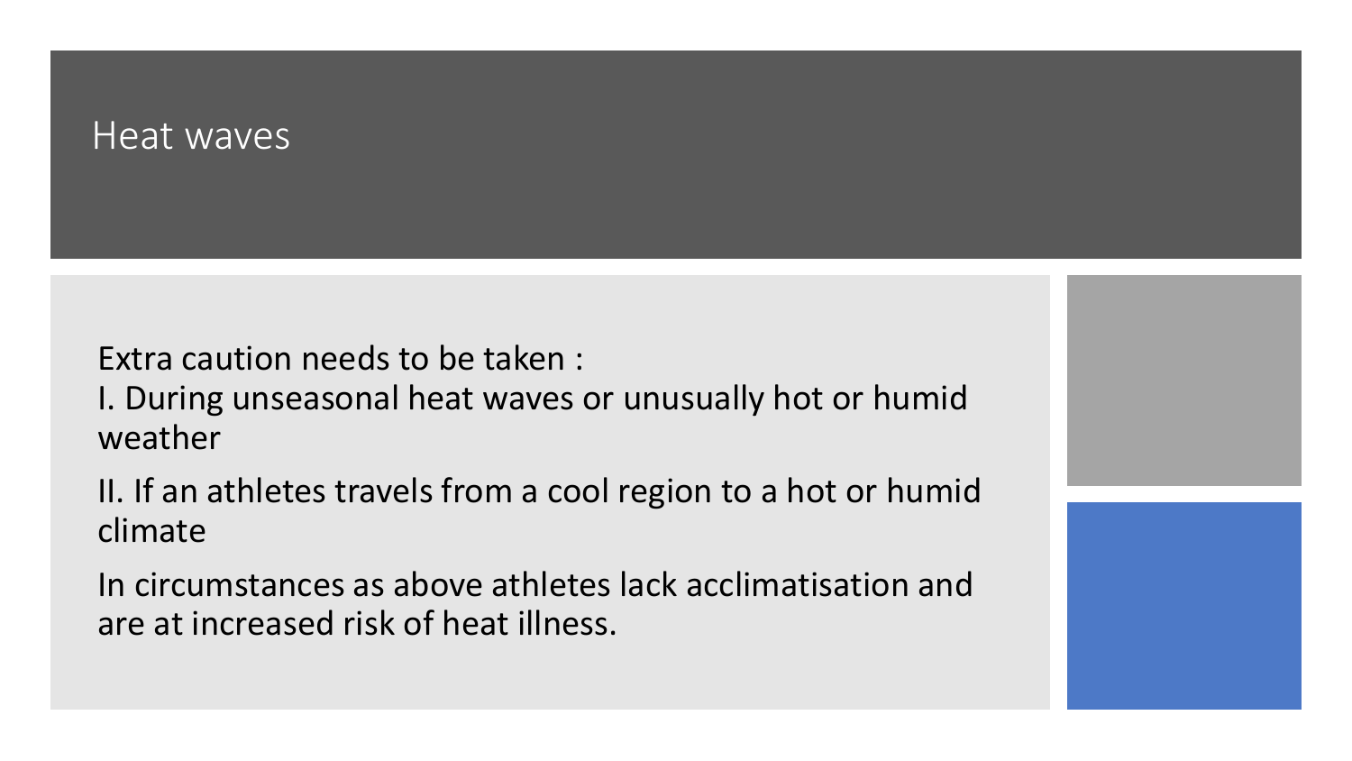# Heat waves

Extra caution needs to be taken :

I. During unseasonal heat waves or unusually hot or humid weather

II. If an athletes travels from a cool region to a hot or humid climate

In circumstances as above athletes lack acclimatisation and are at increased risk of heat illness.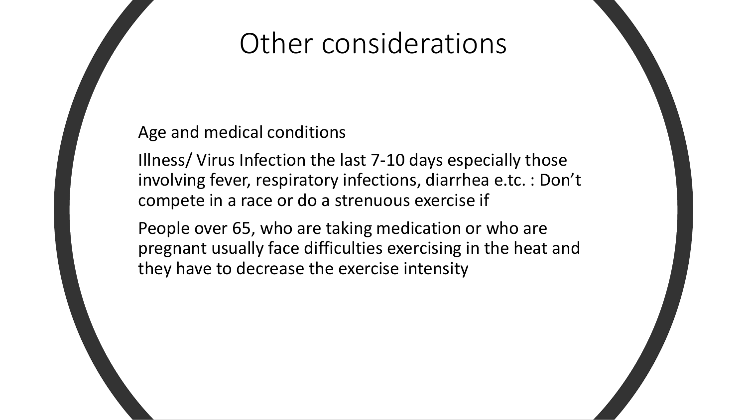# Other considerations

Age and medical conditions

Illness/ Virus Infection the last 7-10 days especially those involving fever, respiratory infections, diarrhea e.tc. : Don’t compete in a race or do a strenuous exercise if

People over 65, who are taking medication or who are pregnant usually face difficulties exercising in the heat and they have to decrease the exercise intensity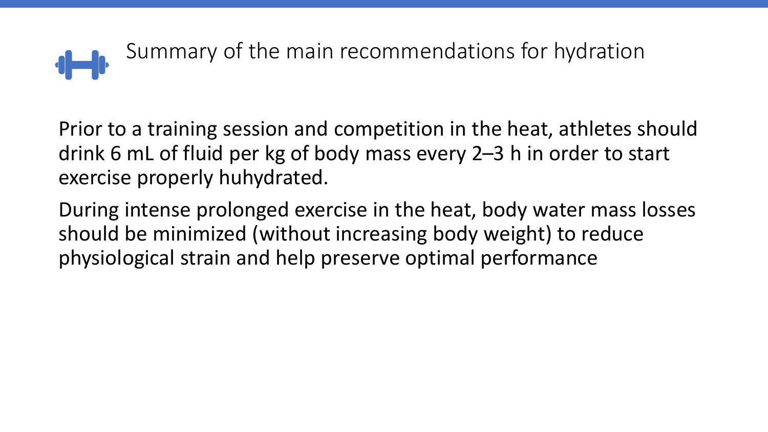# Summary of the main recommendations for hydration

Prior to a training session and competition in the heat, athletes should drink 6 mL of fluid per kg of body mass every 2–3 h in order to start exercise properly huhydrated.

During intense prolonged exercise in the heat, body water mass losses should be minimized (without increasing body weight) to reduce physiological strain and help preserve optimal performance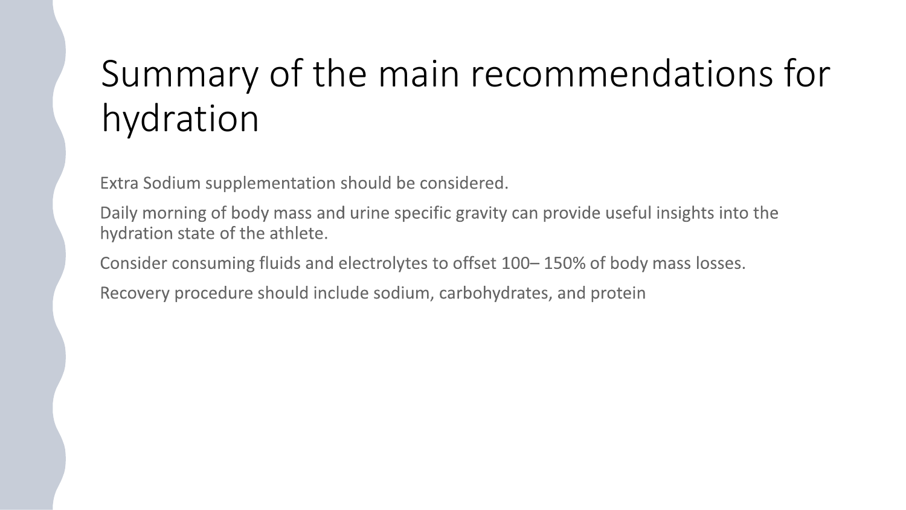# Summary of the main recommendations for hydration

Extra Sodium supplementation should be considered.

Daily morning of body mass and urine specific gravity can provide useful insights into the hydration state of the athlete.

Consider consuming fluids and electrolytes to offset 100– 150% of body mass losses.

Recovery procedure should include sodium, carbohydrates, and protein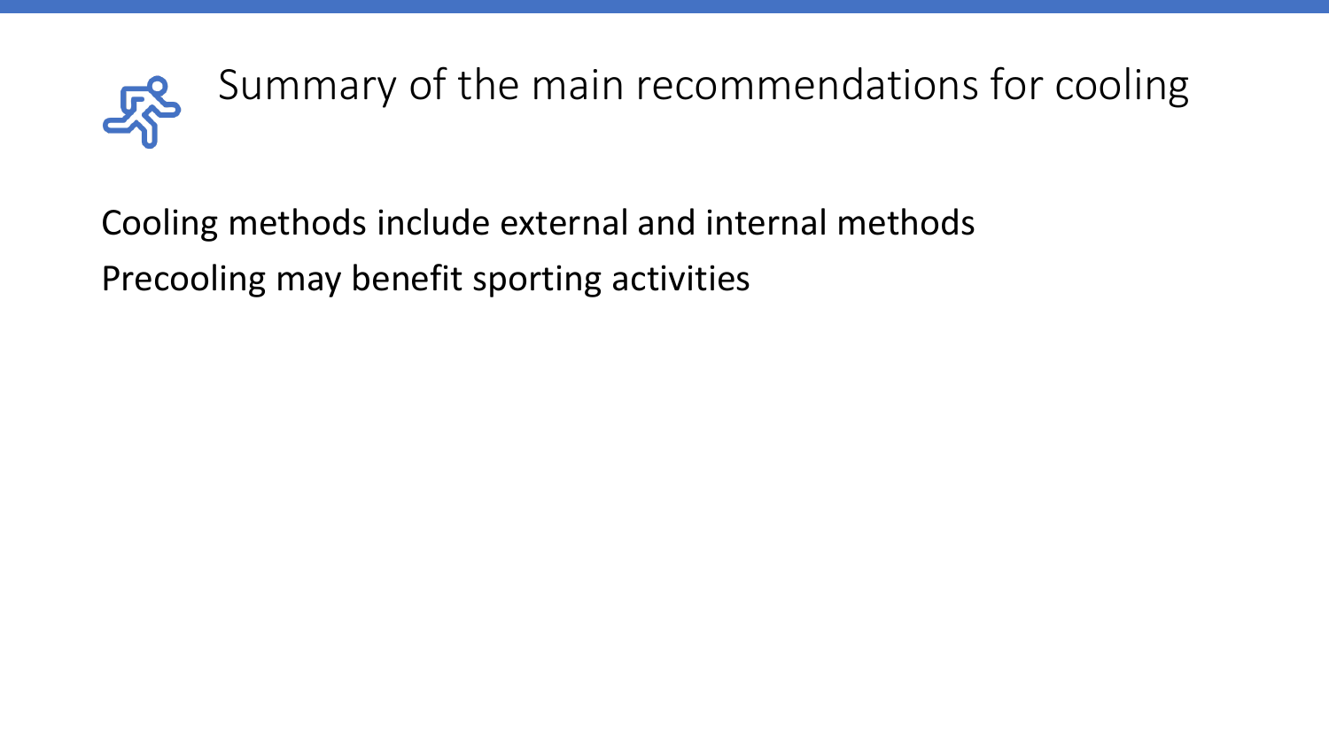# Summary of the main recommendations for cooling

Cooling methods include external and internal methods

Precooling may benefit sporting activities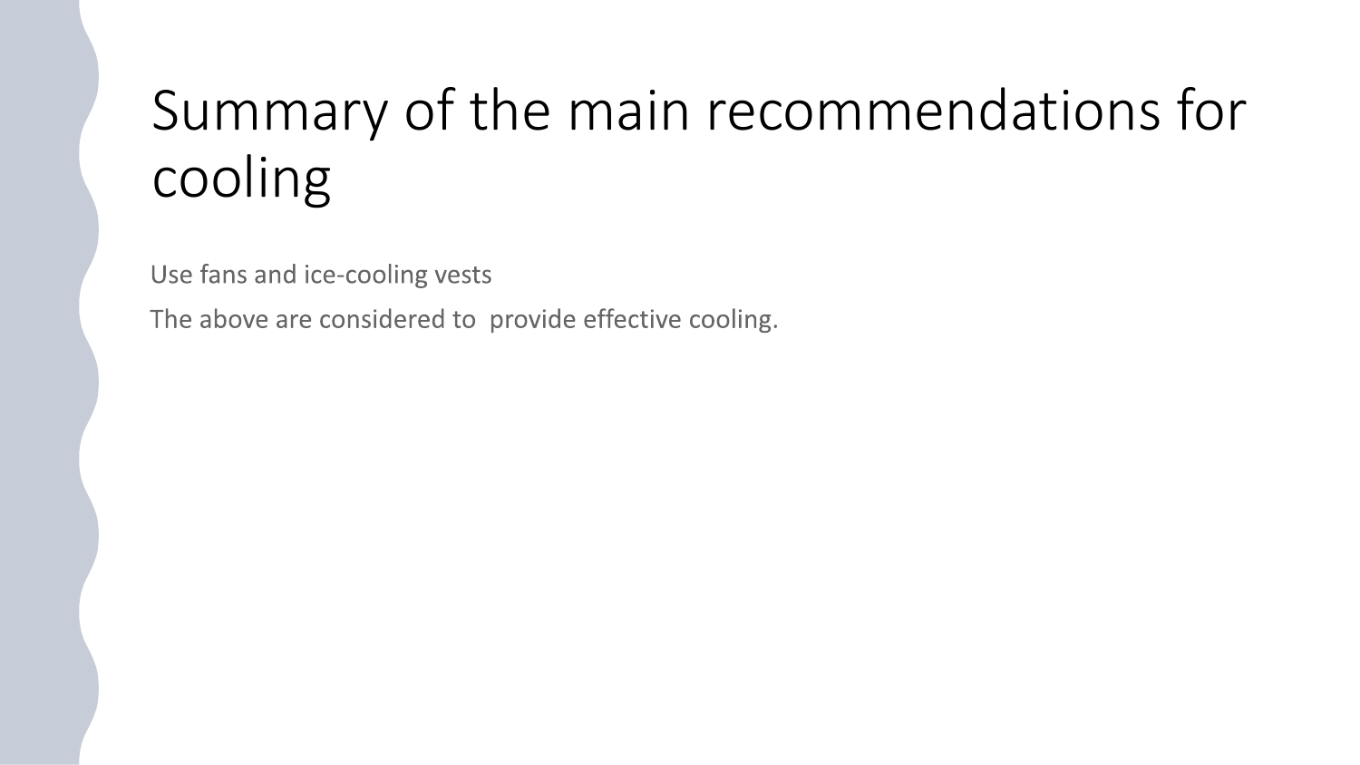# Summary of the main recommendations for cooling

Use fans and ice-cooling vests

The above are considered to provide effective cooling.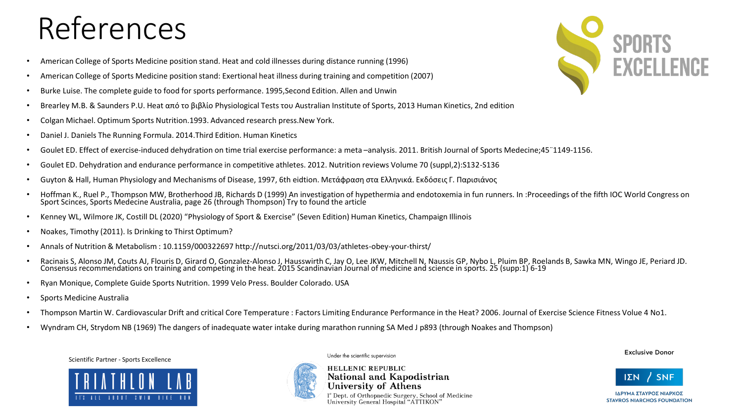# References

- American College of Sports Medicine position stand. Heat and cold illnesses during distance running (1996)
- American College of Sports Medicine position stand: Exertional heat illness during training and competition (2007)
- Burke Luise. The complete guide to food for sports performance. 1995,Second Edition. Allen and Unwin
- Brearley M.B. & Saunders P.U. Heat από το βιβλίο Physiological Tests του Australian Institute of Sports, 2013 Human Kinetics, 2nd edition
- Colgan Michael. Optimum Sports Nutrition.1993. Advanced research press.New York.
- Daniel J. Daniels The Running Formula. 2014.Third Edition. Human Kinetics
- Goulet ED. Effect of exercise-induced dehydration on time trial exercise performance: a meta –analysis. 2011. British Journal of Sports Medecine;45¨1149-1156.
- Goulet ED. Dehydration and endurance performance in competitive athletes. 2012. Nutrition reviews Volume 70 (suppl,2):S132-S136
- Guyton & Hall, Human Physiology and Mechanisms of Disease, 1997, 6th eidtion. Μετάφραση στα Ελληνικά. Εκδόσεις Γ. Παρισιάνος
- Hoffman K., Ruel P., Thompson MW, Brotherhood JB, Richards D (1999) An investigation of hypethermia and endotoxemia in fun runners. In :Proceedings of the fifth IOC World Congress on Sport Scinces, Sports Medecine Australia, page 26 (through Thompson) Try to found the article
- Kenney WL, Wilmore JK, Costill DL (2020) "Physiology of Sport & Exercise" (Seven Edition) Human Kinetics, Champaign Illinois
- Noakes, Timothy (2011). Is Drinking to Thirst Optimum?
- Annals of Nutrition & Metabolism : 10.1159/000322697 http://nutsci.org/2011/03/03/athletes-obey-your-thirst/
- Racinais S, Alonso JM, Couts AJ, Flouris D, Girard O, Gonzalez-Alonso J, Hausswirth C, Jay O, Lee JKW, Mitchell N, Naussis GP, Nybo L, Pluim BP, Roelands B, Sawka MN, Wingo JE, Periard JD. Consensus recommendations on training and competing in the heat. 2015 Scandinavian Journal of medicine and science in sports. 25 (supp:1) 6-19
- Ryan Monique, Complete Guide Sports Nutrition. 1999 Velo Press. Boulder Colorado. USA
- Sports Medicine Australia
- Thompson Martin W. Cardiovascular Drift and critical Core Temperature : Factors Limiting Endurance Performance in the Heat? 2006. Journal of Exercise Science Fitness Volue 4 No1.
- Wyndram CH, Strydom NB (1969) The dangers of inadequate water intake during marathon running SA Med J p893 (through Noakes and Thompson)

Scientific Partner - Sports Excellence

Under the scientific supervision

HELLENIC REPUBLIC
National and Kapodistrian University of Athens
1st Dept. of Orthopaedic Surgery, School of Medicine
University General Hospital "ATTIKON"

Exclusive Donor

ΙΔΡΥΜΑ ΣΤΑΥΡΟΣ ΝΙΑΡΧΟΣ
STAVROS NIARCHOS FOUNDATION